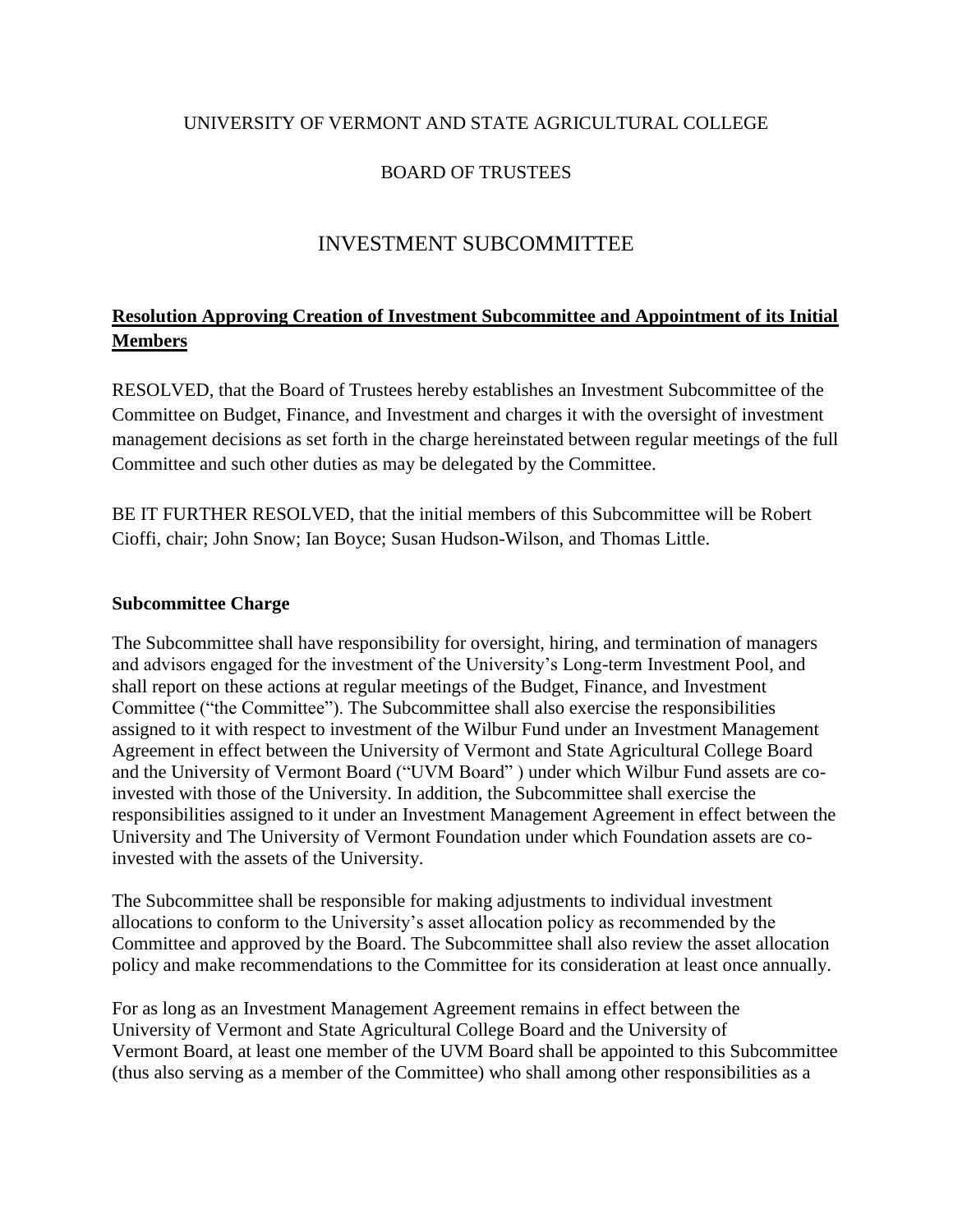UNIVERSITY OF VERMONT AND STATE AGRICULTURAL COLLEGE

BOARD OF TRUSTEES

# INVESTMENT SUBCOMMITTEE

## Resolution Approving Creation of Investment Subcommittee and Appointment of its Initial Members

RESOLVED, that the Board of Trustees hereby establishes an Investment Subcommittee of the Committee on Budget, Finance, and Investment and charges it with the oversight of investment management decisions as set forth in the charge hereinstated between regular meetings of the full Committee and such other duties as may be delegated by the Committee.

BE IT FURTHER RESOLVED, that the initial members of this Subcommittee will be Robert Cioffi, chair; John Snow; Ian Boyce; Susan Hudson-Wilson, and Thomas Little.

### Subcommittee Charge

The Subcommittee shall have responsibility for oversight, hiring, and termination of managers and advisors engaged for the investment of the University's Long-term Investment Pool, and shall report on these actions at regular meetings of the Budget, Finance, and Investment Committee ("the Committee"). The Subcommittee shall also exercise the responsibilities assigned to it with respect to investment of the Wilbur Fund under an Investment Management Agreement in effect between the University of Vermont and State Agricultural College Board and the University of Vermont Board ("UVM Board" ) under which Wilbur Fund assets are co-invested with those of the University. In addition, the Subcommittee shall exercise the responsibilities assigned to it under an Investment Management Agreement in effect between the University and The University of Vermont Foundation under which Foundation assets are co-invested with the assets of the University.

The Subcommittee shall be responsible for making adjustments to individual investment allocations to conform to the University's asset allocation policy as recommended by the Committee and approved by the Board. The Subcommittee shall also review the asset allocation policy and make recommendations to the Committee for its consideration at least once annually.

For as long as an Investment Management Agreement remains in effect between the University of Vermont and State Agricultural College Board and the University of Vermont Board, at least one member of the UVM Board shall be appointed to this Subcommittee (thus also serving as a member of the Committee) who shall among other responsibilities as a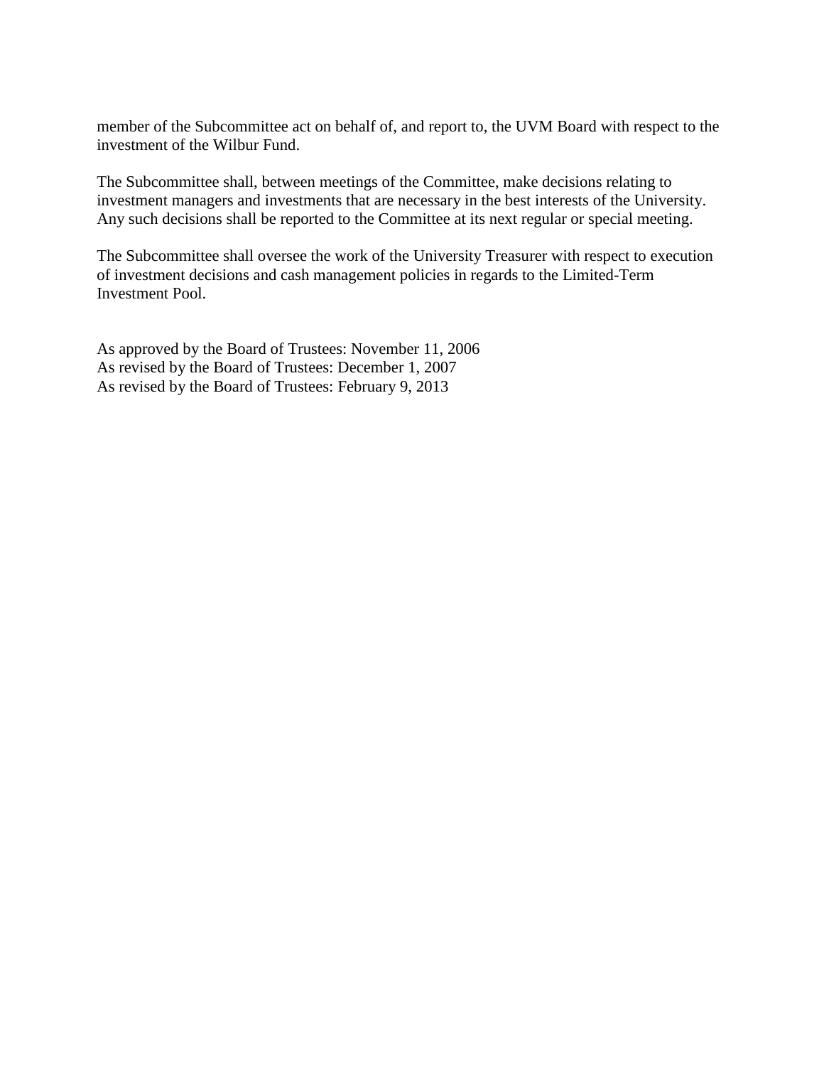member of the Subcommittee act on behalf of, and report to, the UVM Board with respect to the investment of the Wilbur Fund.

The Subcommittee shall, between meetings of the Committee, make decisions relating to investment managers and investments that are necessary in the best interests of the University. Any such decisions shall be reported to the Committee at its next regular or special meeting.

The Subcommittee shall oversee the work of the University Treasurer with respect to execution of investment decisions and cash management policies in regards to the Limited-Term Investment Pool.

As approved by the Board of Trustees: November 11, 2006
As revised by the Board of Trustees: December 1, 2007
As revised by the Board of Trustees: February 9, 2013